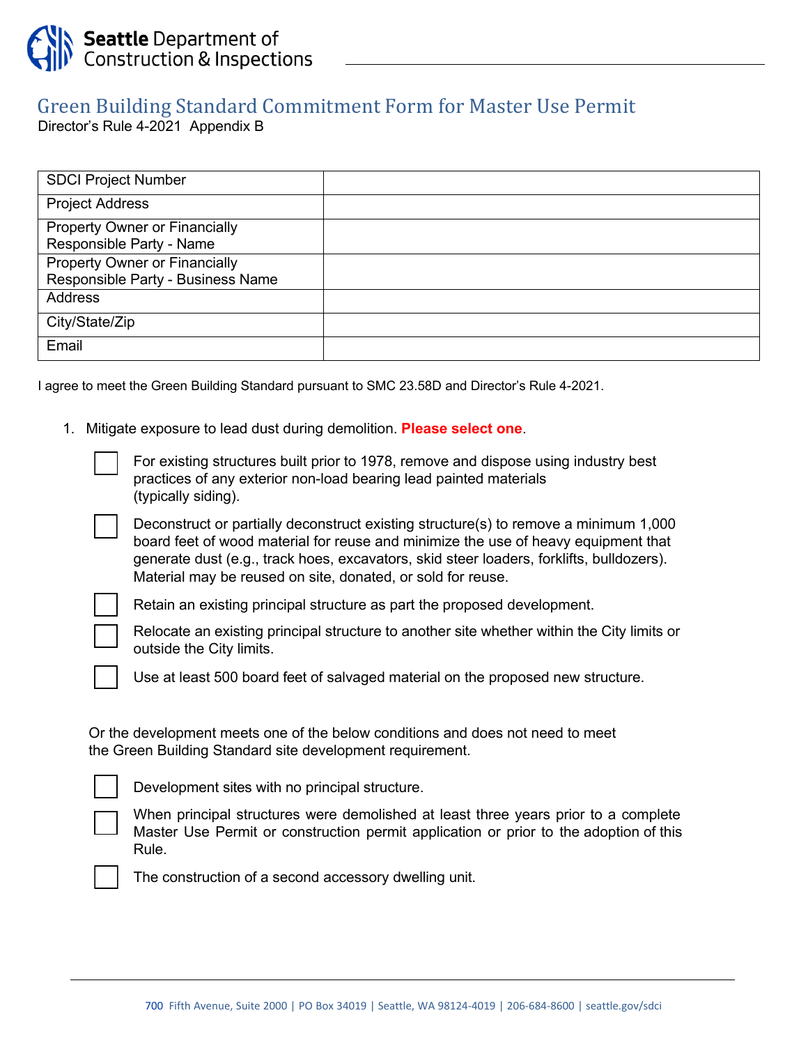Seattle Department of Construction & Inspections

# Green Building Standard Commitment Form for Master Use Permit

Director's Rule 4-2021 Appendix B

| SDCI Project Number | |
|---|---|
| Project Address | |
| Property Owner or Financially Responsible Party - Name | |
| Property Owner or Financially Responsible Party - Business Name | |
| Address | |
| City/State/Zip | |
| Email | |

I agree to meet the Green Building Standard pursuant to SMC 23.58D and Director's Rule 4-2021.

1. Mitigate exposure to lead dust during demolition. **Please select one**.

   - [ ] For existing structures built prior to 1978, remove and dispose using industry best practices of any exterior non-load bearing lead painted materials (typically siding).
   - [ ] Deconstruct or partially deconstruct existing structure(s) to remove a minimum 1,000 board feet of wood material for reuse and minimize the use of heavy equipment that generate dust (e.g., track hoes, excavators, skid steer loaders, forklifts, bulldozers). Material may be reused on site, donated, or sold for reuse.
   - [ ] Retain an existing principal structure as part the proposed development.
   - [ ] Relocate an existing principal structure to another site whether within the City limits or outside the City limits.
   - [ ] Use at least 500 board feet of salvaged material on the proposed new structure.

   Or the development meets one of the below conditions and does not need to meet the Green Building Standard site development requirement.

   - [ ] Development sites with no principal structure.
   - [ ] When principal structures were demolished at least three years prior to a complete Master Use Permit or construction permit application or prior to the adoption of this Rule.
   - [ ] The construction of a second accessory dwelling unit.

700 Fifth Avenue, Suite 2000 | PO Box 34019 | Seattle, WA 98124-4019 | 206-684-8600 | seattle.gov/sdci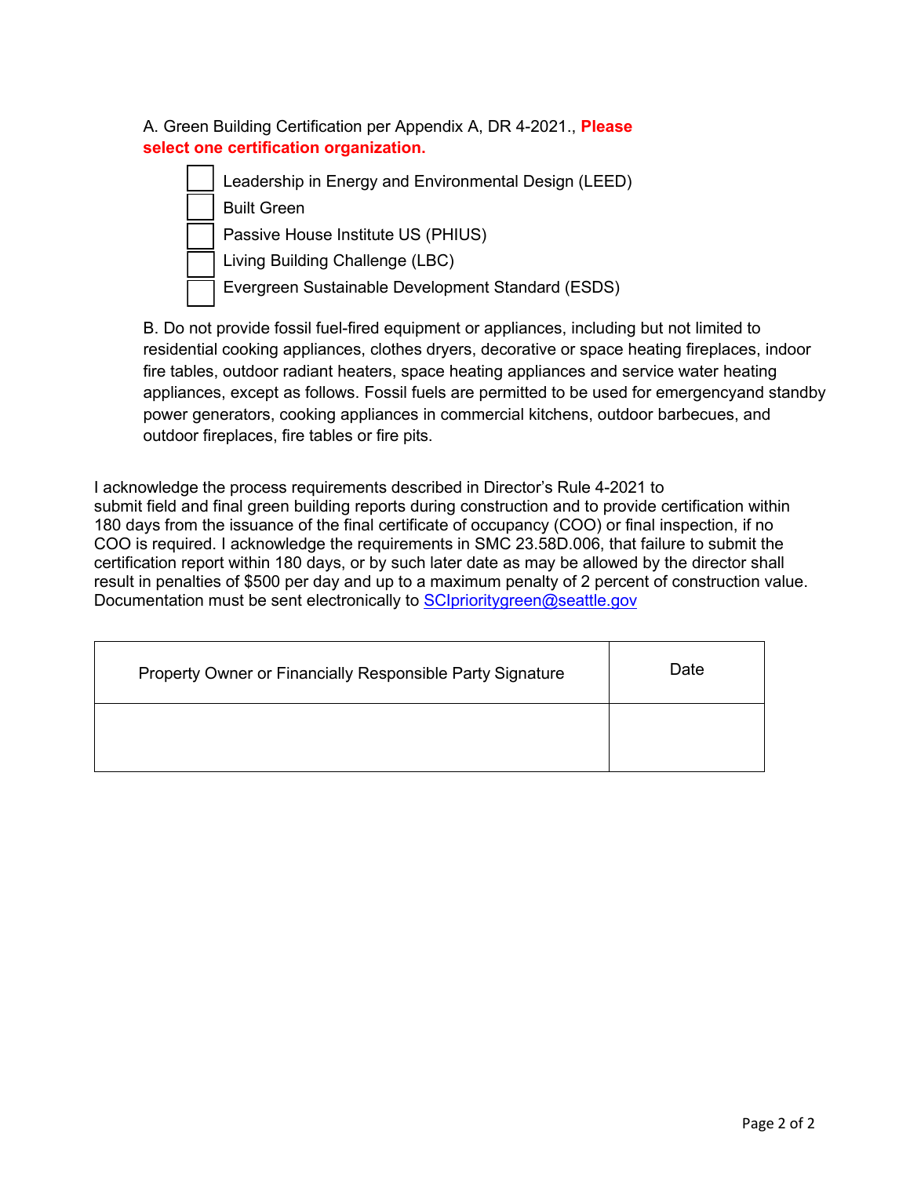A. Green Building Certification per Appendix A, DR 4-2021., **Please select one certification organization.**

- [ ] Leadership in Energy and Environmental Design (LEED)
- [ ] Built Green
- [ ] Passive House Institute US (PHIUS)
- [ ] Living Building Challenge (LBC)
- [ ] Evergreen Sustainable Development Standard (ESDS)

B. Do not provide fossil fuel-fired equipment or appliances, including but not limited to residential cooking appliances, clothes dryers, decorative or space heating fireplaces, indoor fire tables, outdoor radiant heaters, space heating appliances and service water heating appliances, except as follows. Fossil fuels are permitted to be used for emergencyand standby power generators, cooking appliances in commercial kitchens, outdoor barbecues, and outdoor fireplaces, fire tables or fire pits.

I acknowledge the process requirements described in Director's Rule 4-2021 to submit field and final green building reports during construction and to provide certification within 180 days from the issuance of the final certificate of occupancy (COO) or final inspection, if no COO is required. I acknowledge the requirements in SMC 23.58D.006, that failure to submit the certification report within 180 days, or by such later date as may be allowed by the director shall result in penalties of $500 per day and up to a maximum penalty of 2 percent of construction value. Documentation must be sent electronically to SCIprioritygreen@seattle.gov

| Property Owner or Financially Responsible Party Signature | Date |
|---|---|
| | |